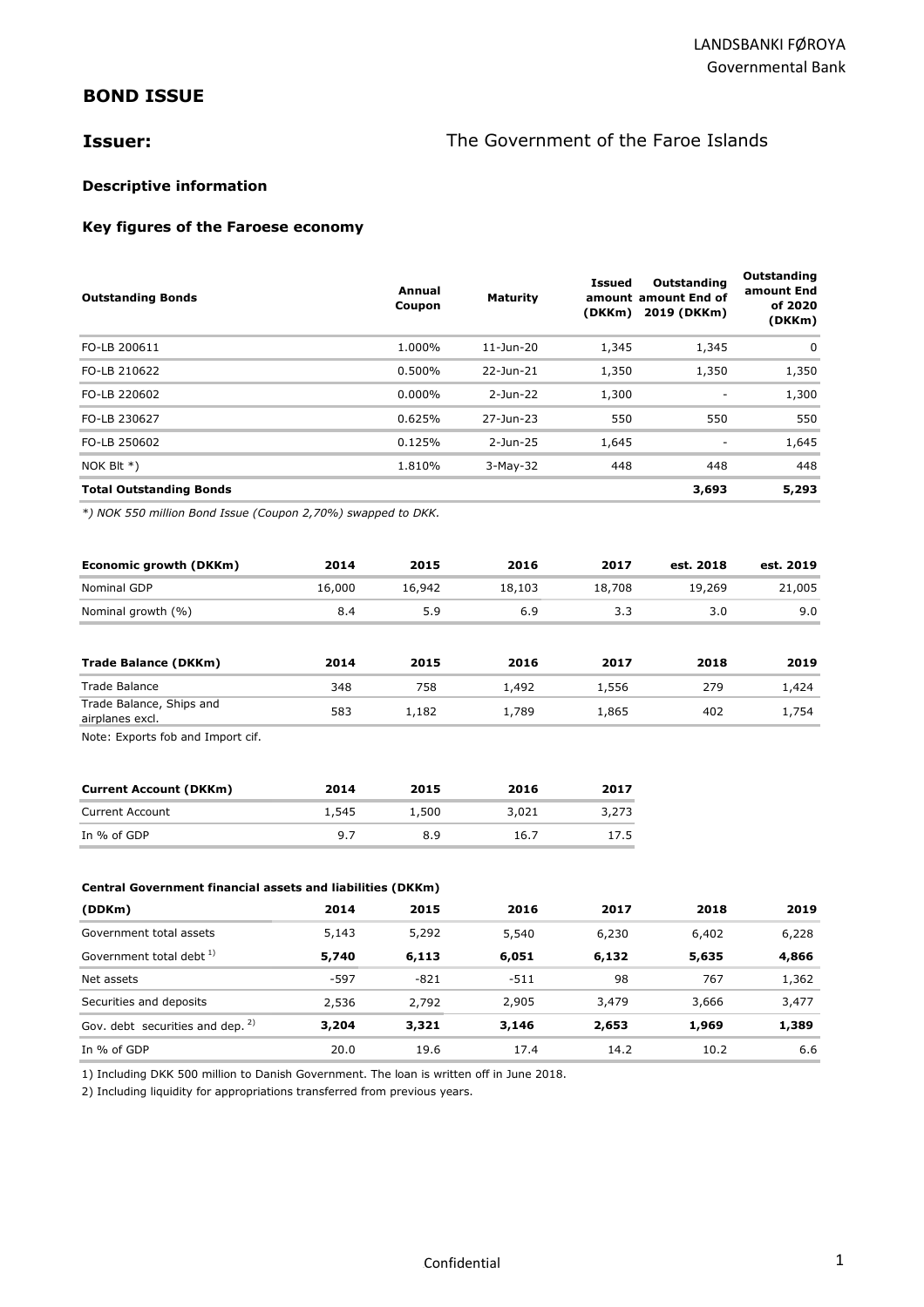LANDSBANKI FØROYA
Governmental Bank

## BOND ISSUE

### Issuer: The Government of the Faroe Islands

**Descriptive information**

**Key figures of the Faroese economy**

| Outstanding Bonds | Annual Coupon | Maturity | Issued amount (DKKm) | Outstanding amount End of 2019 (DKKm) | Outstanding amount End of 2020 (DKKm) |
|---|---|---|---|---|---|
| FO-LB 200611 | 1.000% | 11-Jun-20 | 1,345 | 1,345 | 0 |
| FO-LB 210622 | 0.500% | 22-Jun-21 | 1,350 | 1,350 | 1,350 |
| FO-LB 220602 | 0.000% | 2-Jun-22 | 1,300 | - | 1,300 |
| FO-LB 230627 | 0.625% | 27-Jun-23 | 550 | 550 | 550 |
| FO-LB 250602 | 0.125% | 2-Jun-25 | 1,645 | - | 1,645 |
| NOK Blt *) | 1.810% | 3-May-32 | 448 | 448 | 448 |
| **Total Outstanding Bonds** | | | | **3,693** | **5,293** |

*\*) NOK 550 million Bond Issue (Coupon 2,70%) swapped to DKK.*

| Economic growth (DKKm) | 2014 | 2015 | 2016 | 2017 | est. 2018 | est. 2019 |
|---|---|---|---|---|---|---|
| Nominal GDP | 16,000 | 16,942 | 18,103 | 18,708 | 19,269 | 21,005 |
| Nominal growth (%) | 8.4 | 5.9 | 6.9 | 3.3 | 3.0 | 9.0 |

| Trade Balance (DKKm) | 2014 | 2015 | 2016 | 2017 | 2018 | 2019 |
|---|---|---|---|---|---|---|
| Trade Balance | 348 | 758 | 1,492 | 1,556 | 279 | 1,424 |
| Trade Balance, Ships and airplanes excl. | 583 | 1,182 | 1,789 | 1,865 | 402 | 1,754 |

Note: Exports fob and Import cif.

| Current Account (DKKm) | 2014 | 2015 | 2016 | 2017 |
|---|---|---|---|---|
| Current Account | 1,545 | 1,500 | 3,021 | 3,273 |
| In % of GDP | 9.7 | 8.9 | 16.7 | 17.5 |

**Central Government financial assets and liabilities (DKKm)**

| (DDKm) | 2014 | 2015 | 2016 | 2017 | 2018 | 2019 |
|---|---|---|---|---|---|---|
| Government total assets | 5,143 | 5,292 | 5,540 | 6,230 | 6,402 | 6,228 |
| Government total debt [1] | **5,740** | **6,113** | **6,051** | **6,132** | **5,635** | **4,866** |
| Net assets | -597 | -821 | -511 | 98 | 767 | 1,362 |
| Securities and deposits | 2,536 | 2,792 | 2,905 | 3,479 | 3,666 | 3,477 |
| Gov. debt securities and dep. [2] | **3,204** | **3,321** | **3,146** | **2,653** | **1,969** | **1,389** |
| In % of GDP | 20.0 | 19.6 | 17.4 | 14.2 | 10.2 | 6.6 |

1) Including DKK 500 million to Danish Government. The loan is written off in June 2018.

2) Including liquidity for appropriations transferred from previous years.

Confidential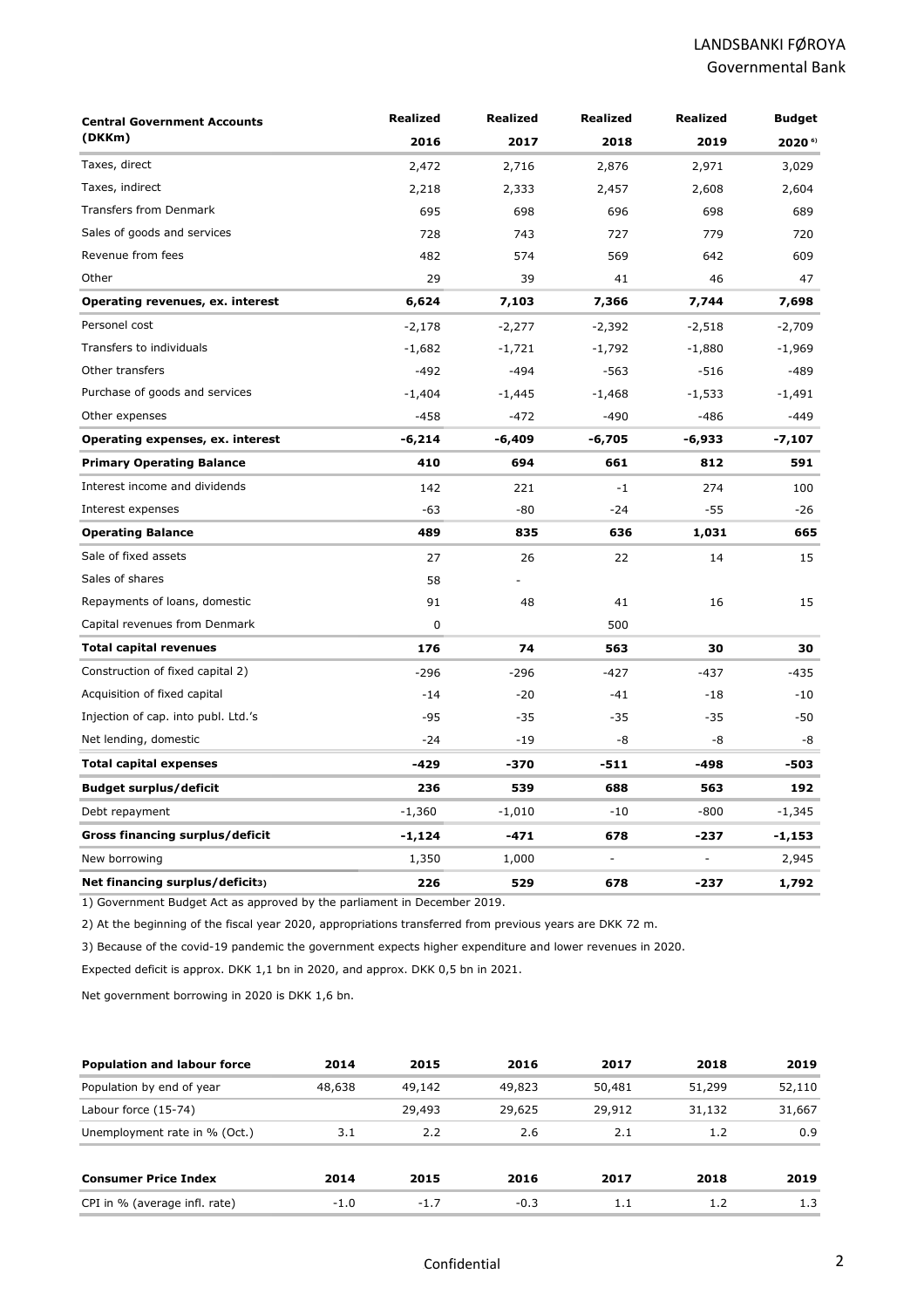| Central Government Accounts (DKKm) | Realized 2016 | Realized 2017 | Realized 2018 | Realized 2019 | Budget 2020 [6)] |
|---|---|---|---|---|---|
| Taxes, direct | 2,472 | 2,716 | 2,876 | 2,971 | 3,029 |
| Taxes, indirect | 2,218 | 2,333 | 2,457 | 2,608 | 2,604 |
| Transfers from Denmark | 695 | 698 | 696 | 698 | 689 |
| Sales of goods and services | 728 | 743 | 727 | 779 | 720 |
| Revenue from fees | 482 | 574 | 569 | 642 | 609 |
| Other | 29 | 39 | 41 | 46 | 47 |
| **Operating revenues, ex. interest** | **6,624** | **7,103** | **7,366** | **7,744** | **7,698** |
| Personel cost | -2,178 | -2,277 | -2,392 | -2,518 | -2,709 |
| Transfers to individuals | -1,682 | -1,721 | -1,792 | -1,880 | -1,969 |
| Other transfers | -492 | -494 | -563 | -516 | -489 |
| Purchase of goods and services | -1,404 | -1,445 | -1,468 | -1,533 | -1,491 |
| Other expenses | -458 | -472 | -490 | -486 | -449 |
| **Operating expenses, ex. interest** | **-6,214** | **-6,409** | **-6,705** | **-6,933** | **-7,107** |
| **Primary Operating Balance** | **410** | **694** | **661** | **812** | **591** |
| Interest income and dividends | 142 | 221 | -1 | 274 | 100 |
| Interest expenses | -63 | -80 | -24 | -55 | -26 |
| **Operating Balance** | **489** | **835** | **636** | **1,031** | **665** |
| Sale of fixed assets | 27 | 26 | 22 | 14 | 15 |
| Sales of shares | 58 | - | | | |
| Repayments of loans, domestic | 91 | 48 | 41 | 16 | 15 |
| Capital revenues from Denmark | 0 | | 500 | | |
| **Total capital revenues** | **176** | **74** | **563** | **30** | **30** |
| Construction of fixed capital 2) | -296 | -296 | -427 | -437 | -435 |
| Acquisition of fixed capital | -14 | -20 | -41 | -18 | -10 |
| Injection of cap. into publ. Ltd.'s | -95 | -35 | -35 | -35 | -50 |
| Net lending, domestic | -24 | -19 | -8 | -8 | -8 |
| **Total capital expenses** | **-429** | **-370** | **-511** | **-498** | **-503** |
| **Budget surplus/deficit** | **236** | **539** | **688** | **563** | **192** |
| Debt repayment | -1,360 | -1,010 | -10 | -800 | -1,345 |
| **Gross financing surplus/deficit** | **-1,124** | **-471** | **678** | **-237** | **-1,153** |
| New borrowing | 1,350 | 1,000 | - | - | 2,945 |
| **Net financing surplus/deficit3)** | **226** | **529** | **678** | **-237** | **1,792** |

1) Government Budget Act as approved by the parliament in December 2019.

2) At the beginning of the fiscal year 2020, appropriations transferred from previous years are DKK 72 m.

3) Because of the covid-19 pandemic the government expects higher expenditure and lower revenues in 2020.

Expected deficit is approx. DKK 1,1 bn in 2020, and approx. DKK 0,5 bn in 2021.

Net government borrowing in 2020 is DKK 1,6 bn.

| Population and labour force | 2014 | 2015 | 2016 | 2017 | 2018 | 2019 |
|---|---|---|---|---|---|---|
| Population by end of year | 48,638 | 49,142 | 49,823 | 50,481 | 51,299 | 52,110 |
| Labour force (15-74) | | 29,493 | 29,625 | 29,912 | 31,132 | 31,667 |
| Unemployment rate in % (Oct.) | 3.1 | 2.2 | 2.6 | 2.1 | 1.2 | 0.9 |

| Consumer Price Index | 2014 | 2015 | 2016 | 2017 | 2018 | 2019 |
|---|---|---|---|---|---|---|
| CPI in % (average infl. rate) | -1.0 | -1.7 | -0.3 | 1.1 | 1.2 | 1.3 |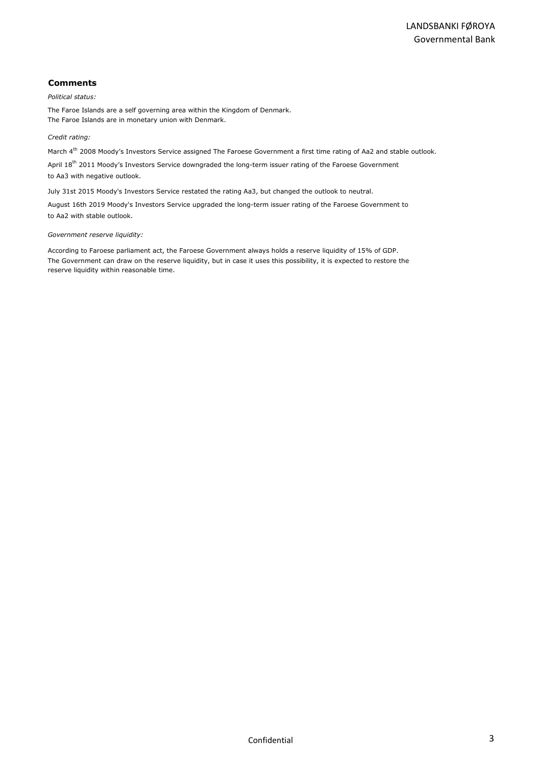## Comments

*Political status:*

The Faroe Islands are a self governing area within the Kingdom of Denmark.
The Faroe Islands are in monetary union with Denmark.

*Credit rating:*

March 4th 2008 Moody's Investors Service assigned The Faroese Government a first time rating of Aa2 and stable outlook.

April 18th 2011 Moody's Investors Service downgraded the long-term issuer rating of the Faroese Government to Aa3 with negative outlook.

July 31st 2015 Moody's Investors Service restated the rating Aa3, but changed the outlook to neutral.

August 16th 2019 Moody's Investors Service upgraded the long-term issuer rating of the Faroese Government to to Aa2 with stable outlook.

*Government reserve liquidity:*

According to Faroese parliament act, the Faroese Government always holds a reserve liquidity of 15% of GDP.
The Government can draw on the reserve liquidity, but in case it uses this possibility, it is expected to restore the reserve liquidity within reasonable time.

Confidential